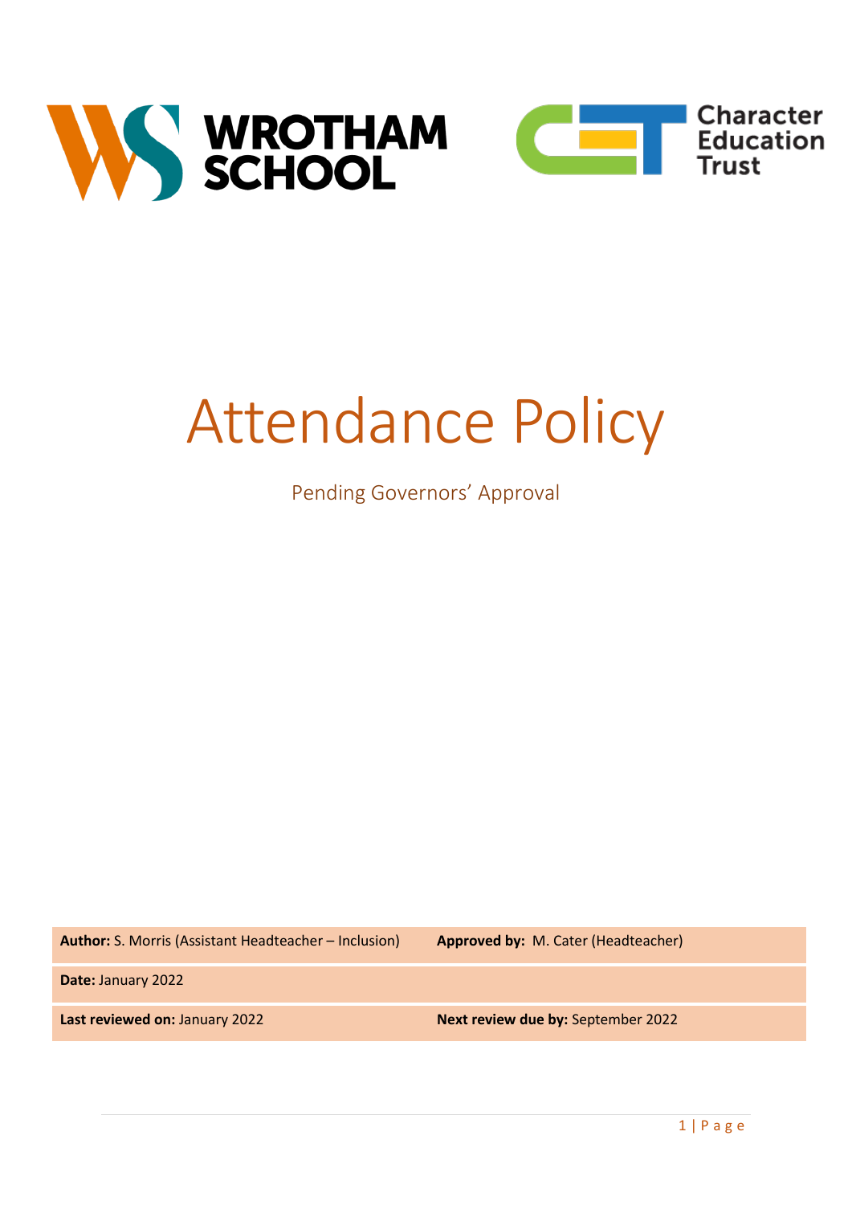WROTHAM SCHOOL

Character Education Trust

# Attendance Policy

Pending Governors' Approval

| **Author:** S. Morris (Assistant Headteacher – Inclusion) | **Approved by:** M. Cater (Headteacher) |
|---|---|
| **Date:** January 2022 | |
| **Last reviewed on:** January 2022 | **Next review due by:** September 2022 |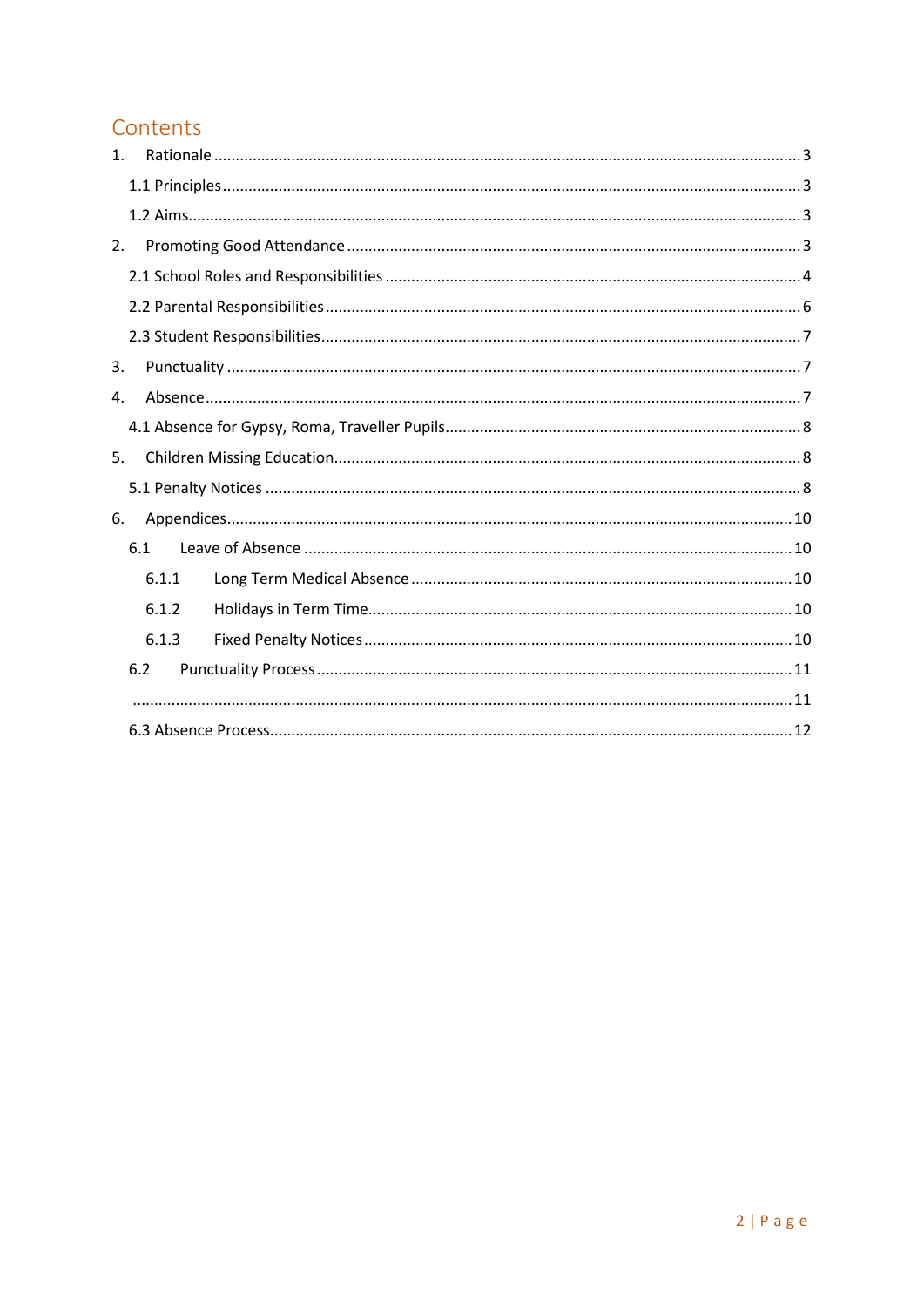# Contents

1. Rationale ........................................................................................................................................ 3
   - 1.1 Principles ..................................................................................................................................... 3
   - 1.2 Aims ............................................................................................................................................. 3
2. Promoting Good Attendance ........................................................................................................ 3
   - 2.1 School Roles and Responsibilities ................................................................................................ 4
   - 2.2 Parental Responsibilities ............................................................................................................. 6
   - 2.3 Student Responsibilities ............................................................................................................... 7
3. Punctuality ...................................................................................................................................... 7
4. Absence ........................................................................................................................................... 7
   - 4.1 Absence for Gypsy, Roma, Traveller Pupils .................................................................................. 8
5. Children Missing Education ............................................................................................................ 8
   - 5.1 Penalty Notices ............................................................................................................................ 8
6. Appendices .................................................................................................................................... 10
   - 6.1 Leave of Absence ........................................................................................................................ 10
     - 6.1.1 Long Term Medical Absence ................................................................................................ 10
     - 6.1.2 Holidays in Term Time .......................................................................................................... 10
     - 6.1.3 Fixed Penalty Notices ........................................................................................................... 10
   - 6.2 Punctuality Process ..................................................................................................................... 11
   - ........................................................................................................................................................ 11
   - 6.3 Absence Process ........................................................................................................................... 12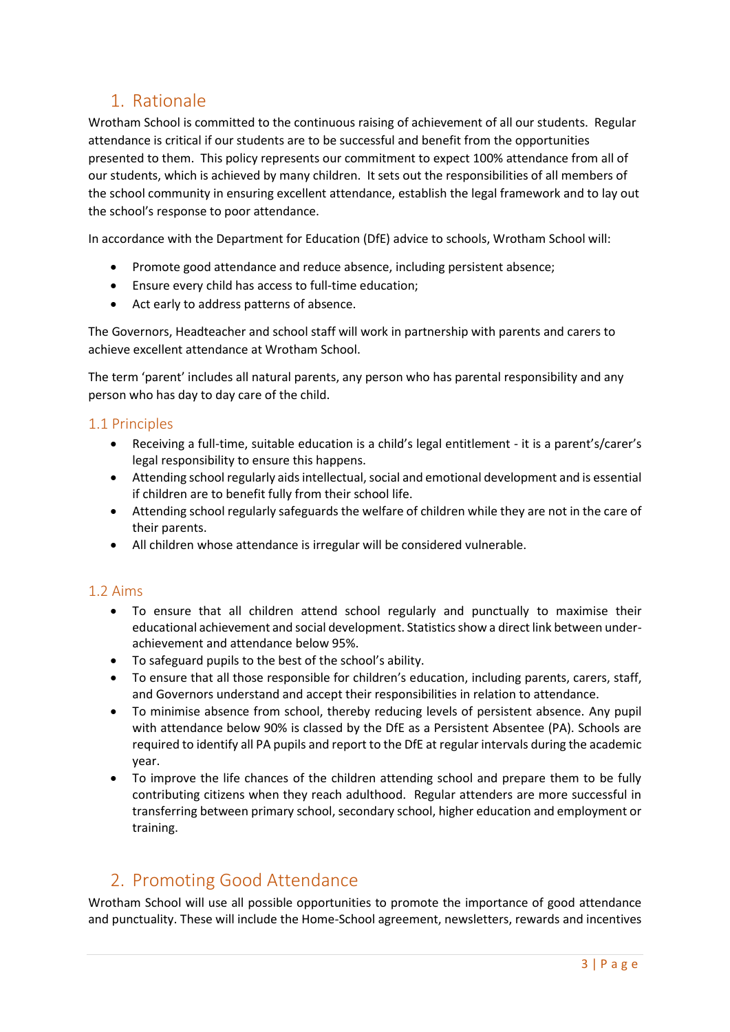# 1. Rationale

Wrotham School is committed to the continuous raising of achievement of all our students. Regular attendance is critical if our students are to be successful and benefit from the opportunities presented to them. This policy represents our commitment to expect 100% attendance from all of our students, which is achieved by many children. It sets out the responsibilities of all members of the school community in ensuring excellent attendance, establish the legal framework and to lay out the school's response to poor attendance.

In accordance with the Department for Education (DfE) advice to schools, Wrotham School will:

- Promote good attendance and reduce absence, including persistent absence;
- Ensure every child has access to full-time education;
- Act early to address patterns of absence.

The Governors, Headteacher and school staff will work in partnership with parents and carers to achieve excellent attendance at Wrotham School.

The term 'parent' includes all natural parents, any person who has parental responsibility and any person who has day to day care of the child.

## 1.1 Principles

- Receiving a full-time, suitable education is a child's legal entitlement - it is a parent's/carer's legal responsibility to ensure this happens.
- Attending school regularly aids intellectual, social and emotional development and is essential if children are to benefit fully from their school life.
- Attending school regularly safeguards the welfare of children while they are not in the care of their parents.
- All children whose attendance is irregular will be considered vulnerable.

## 1.2 Aims

- To ensure that all children attend school regularly and punctually to maximise their educational achievement and social development. Statistics show a direct link between under-achievement and attendance below 95%.
- To safeguard pupils to the best of the school's ability.
- To ensure that all those responsible for children's education, including parents, carers, staff, and Governors understand and accept their responsibilities in relation to attendance.
- To minimise absence from school, thereby reducing levels of persistent absence. Any pupil with attendance below 90% is classed by the DfE as a Persistent Absentee (PA). Schools are required to identify all PA pupils and report to the DfE at regular intervals during the academic year.
- To improve the life chances of the children attending school and prepare them to be fully contributing citizens when they reach adulthood. Regular attenders are more successful in transferring between primary school, secondary school, higher education and employment or training.

# 2. Promoting Good Attendance

Wrotham School will use all possible opportunities to promote the importance of good attendance and punctuality. These will include the Home-School agreement, newsletters, rewards and incentives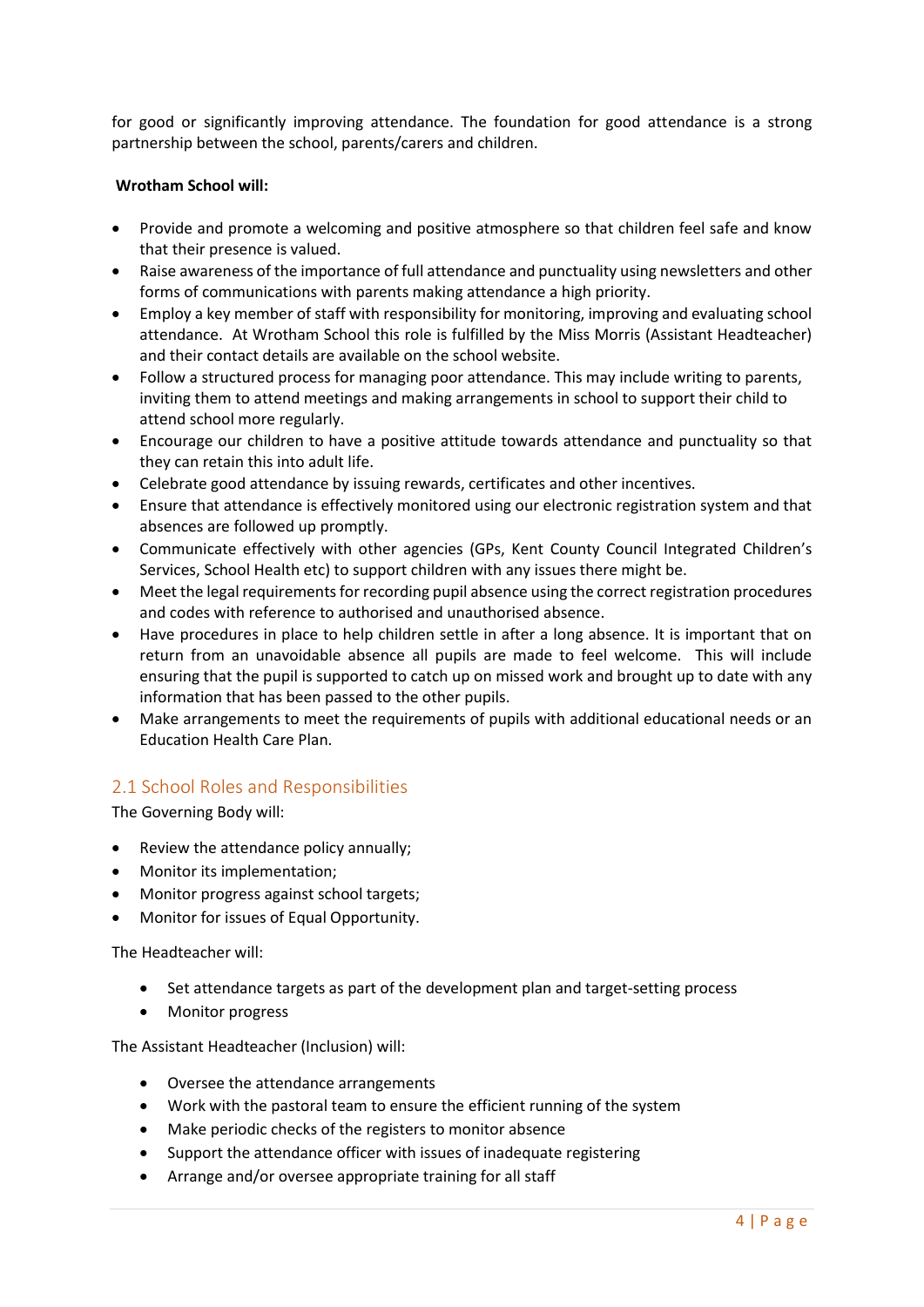for good or significantly improving attendance. The foundation for good attendance is a strong partnership between the school, parents/carers and children.

**Wrotham School will:**

- Provide and promote a welcoming and positive atmosphere so that children feel safe and know that their presence is valued.
- Raise awareness of the importance of full attendance and punctuality using newsletters and other forms of communications with parents making attendance a high priority.
- Employ a key member of staff with responsibility for monitoring, improving and evaluating school attendance. At Wrotham School this role is fulfilled by the Miss Morris (Assistant Headteacher) and their contact details are available on the school website.
- Follow a structured process for managing poor attendance. This may include writing to parents, inviting them to attend meetings and making arrangements in school to support their child to attend school more regularly.
- Encourage our children to have a positive attitude towards attendance and punctuality so that they can retain this into adult life.
- Celebrate good attendance by issuing rewards, certificates and other incentives.
- Ensure that attendance is effectively monitored using our electronic registration system and that absences are followed up promptly.
- Communicate effectively with other agencies (GPs, Kent County Council Integrated Children's Services, School Health etc) to support children with any issues there might be.
- Meet the legal requirements for recording pupil absence using the correct registration procedures and codes with reference to authorised and unauthorised absence.
- Have procedures in place to help children settle in after a long absence. It is important that on return from an unavoidable absence all pupils are made to feel welcome. This will include ensuring that the pupil is supported to catch up on missed work and brought up to date with any information that has been passed to the other pupils.
- Make arrangements to meet the requirements of pupils with additional educational needs or an Education Health Care Plan.

## 2.1 School Roles and Responsibilities

The Governing Body will:

- Review the attendance policy annually;
- Monitor its implementation;
- Monitor progress against school targets;
- Monitor for issues of Equal Opportunity.

The Headteacher will:

- Set attendance targets as part of the development plan and target-setting process
- Monitor progress

The Assistant Headteacher (Inclusion) will:

- Oversee the attendance arrangements
- Work with the pastoral team to ensure the efficient running of the system
- Make periodic checks of the registers to monitor absence
- Support the attendance officer with issues of inadequate registering
- Arrange and/or oversee appropriate training for all staff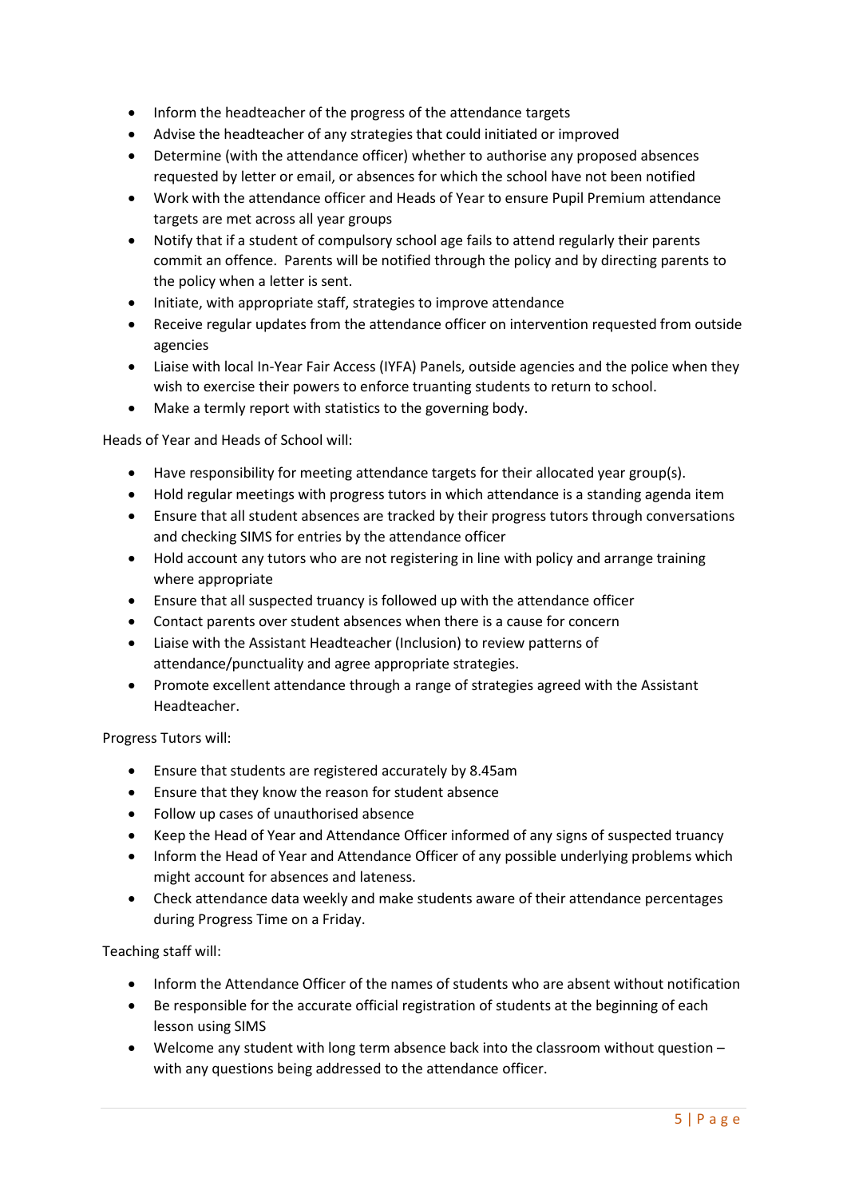- Inform the headteacher of the progress of the attendance targets
- Advise the headteacher of any strategies that could initiated or improved
- Determine (with the attendance officer) whether to authorise any proposed absences requested by letter or email, or absences for which the school have not been notified
- Work with the attendance officer and Heads of Year to ensure Pupil Premium attendance targets are met across all year groups
- Notify that if a student of compulsory school age fails to attend regularly their parents commit an offence. Parents will be notified through the policy and by directing parents to the policy when a letter is sent.
- Initiate, with appropriate staff, strategies to improve attendance
- Receive regular updates from the attendance officer on intervention requested from outside agencies
- Liaise with local In-Year Fair Access (IYFA) Panels, outside agencies and the police when they wish to exercise their powers to enforce truanting students to return to school.
- Make a termly report with statistics to the governing body.

Heads of Year and Heads of School will:

- Have responsibility for meeting attendance targets for their allocated year group(s).
- Hold regular meetings with progress tutors in which attendance is a standing agenda item
- Ensure that all student absences are tracked by their progress tutors through conversations and checking SIMS for entries by the attendance officer
- Hold account any tutors who are not registering in line with policy and arrange training where appropriate
- Ensure that all suspected truancy is followed up with the attendance officer
- Contact parents over student absences when there is a cause for concern
- Liaise with the Assistant Headteacher (Inclusion) to review patterns of attendance/punctuality and agree appropriate strategies.
- Promote excellent attendance through a range of strategies agreed with the Assistant Headteacher.

Progress Tutors will:

- Ensure that students are registered accurately by 8.45am
- Ensure that they know the reason for student absence
- Follow up cases of unauthorised absence
- Keep the Head of Year and Attendance Officer informed of any signs of suspected truancy
- Inform the Head of Year and Attendance Officer of any possible underlying problems which might account for absences and lateness.
- Check attendance data weekly and make students aware of their attendance percentages during Progress Time on a Friday.

Teaching staff will:

- Inform the Attendance Officer of the names of students who are absent without notification
- Be responsible for the accurate official registration of students at the beginning of each lesson using SIMS
- Welcome any student with long term absence back into the classroom without question – with any questions being addressed to the attendance officer.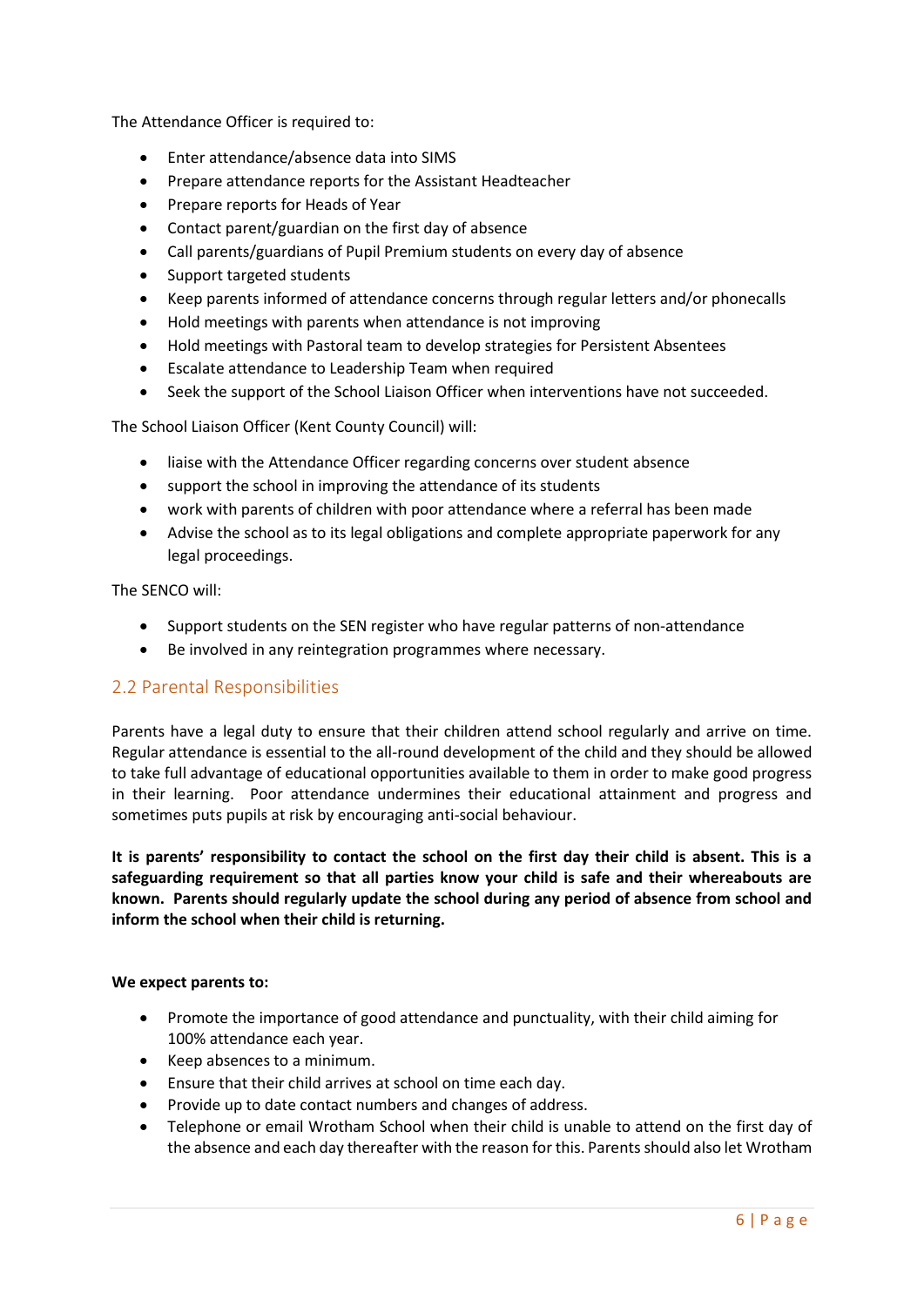The Attendance Officer is required to:

- Enter attendance/absence data into SIMS
- Prepare attendance reports for the Assistant Headteacher
- Prepare reports for Heads of Year
- Contact parent/guardian on the first day of absence
- Call parents/guardians of Pupil Premium students on every day of absence
- Support targeted students
- Keep parents informed of attendance concerns through regular letters and/or phonecalls
- Hold meetings with parents when attendance is not improving
- Hold meetings with Pastoral team to develop strategies for Persistent Absentees
- Escalate attendance to Leadership Team when required
- Seek the support of the School Liaison Officer when interventions have not succeeded.

The School Liaison Officer (Kent County Council) will:

- liaise with the Attendance Officer regarding concerns over student absence
- support the school in improving the attendance of its students
- work with parents of children with poor attendance where a referral has been made
- Advise the school as to its legal obligations and complete appropriate paperwork for any legal proceedings.

The SENCO will:

- Support students on the SEN register who have regular patterns of non-attendance
- Be involved in any reintegration programmes where necessary.

## 2.2 Parental Responsibilities

Parents have a legal duty to ensure that their children attend school regularly and arrive on time. Regular attendance is essential to the all-round development of the child and they should be allowed to take full advantage of educational opportunities available to them in order to make good progress in their learning. Poor attendance undermines their educational attainment and progress and sometimes puts pupils at risk by encouraging anti-social behaviour.

**It is parents' responsibility to contact the school on the first day their child is absent. This is a safeguarding requirement so that all parties know your child is safe and their whereabouts are known. Parents should regularly update the school during any period of absence from school and inform the school when their child is returning.**

**We expect parents to:**

- Promote the importance of good attendance and punctuality, with their child aiming for 100% attendance each year.
- Keep absences to a minimum.
- Ensure that their child arrives at school on time each day.
- Provide up to date contact numbers and changes of address.
- Telephone or email Wrotham School when their child is unable to attend on the first day of the absence and each day thereafter with the reason for this. Parents should also let Wrotham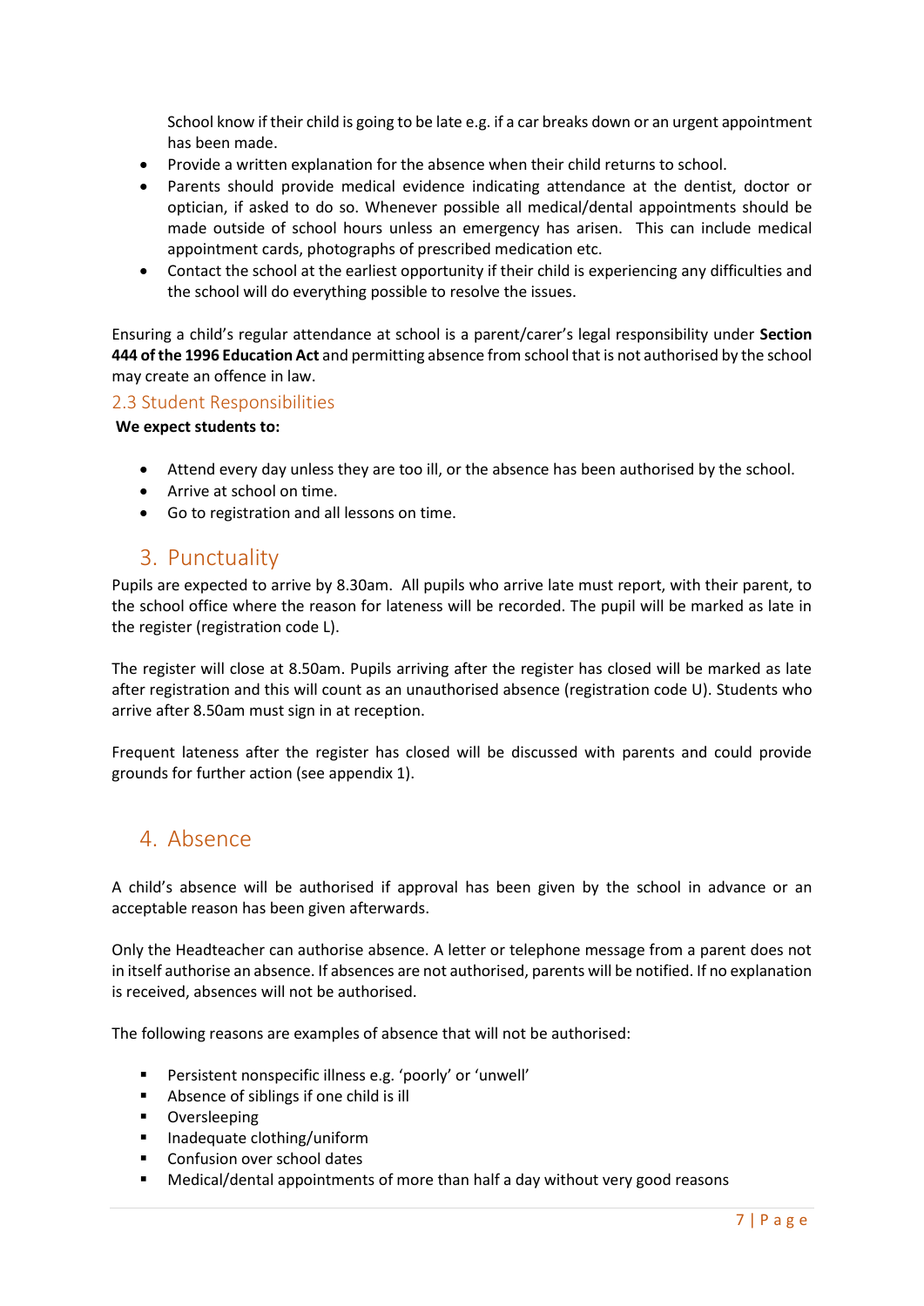School know if their child is going to be late e.g. if a car breaks down or an urgent appointment has been made.

- Provide a written explanation for the absence when their child returns to school.
- Parents should provide medical evidence indicating attendance at the dentist, doctor or optician, if asked to do so. Whenever possible all medical/dental appointments should be made outside of school hours unless an emergency has arisen. This can include medical appointment cards, photographs of prescribed medication etc.
- Contact the school at the earliest opportunity if their child is experiencing any difficulties and the school will do everything possible to resolve the issues.

Ensuring a child's regular attendance at school is a parent/carer's legal responsibility under **Section 444 of the 1996 Education Act** and permitting absence from school that is not authorised by the school may create an offence in law.

### 2.3 Student Responsibilities

**We expect students to:**

- Attend every day unless they are too ill, or the absence has been authorised by the school.
- Arrive at school on time.
- Go to registration and all lessons on time.

## 3. Punctuality

Pupils are expected to arrive by 8.30am. All pupils who arrive late must report, with their parent, to the school office where the reason for lateness will be recorded. The pupil will be marked as late in the register (registration code L).

The register will close at 8.50am. Pupils arriving after the register has closed will be marked as late after registration and this will count as an unauthorised absence (registration code U). Students who arrive after 8.50am must sign in at reception.

Frequent lateness after the register has closed will be discussed with parents and could provide grounds for further action (see appendix 1).

## 4. Absence

A child's absence will be authorised if approval has been given by the school in advance or an acceptable reason has been given afterwards.

Only the Headteacher can authorise absence. A letter or telephone message from a parent does not in itself authorise an absence. If absences are not authorised, parents will be notified. If no explanation is received, absences will not be authorised.

The following reasons are examples of absence that will not be authorised:

- Persistent nonspecific illness e.g. 'poorly' or 'unwell'
- Absence of siblings if one child is ill
- Oversleeping
- Inadequate clothing/uniform
- Confusion over school dates
- Medical/dental appointments of more than half a day without very good reasons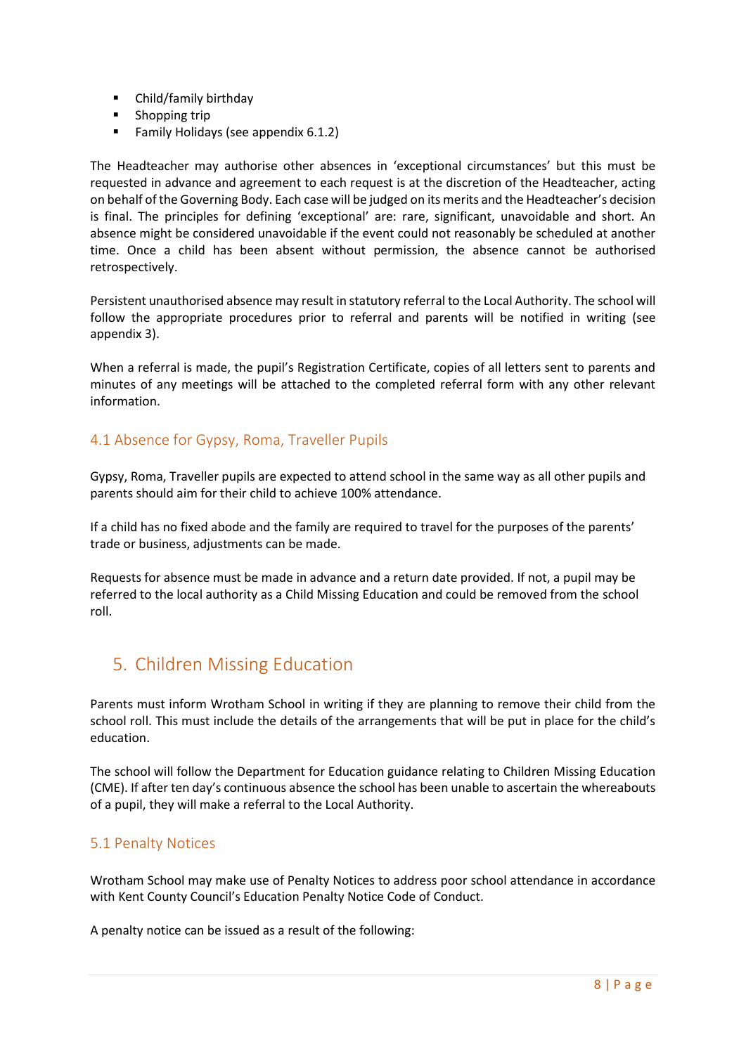- Child/family birthday
- Shopping trip
- Family Holidays (see appendix 6.1.2)

The Headteacher may authorise other absences in 'exceptional circumstances' but this must be requested in advance and agreement to each request is at the discretion of the Headteacher, acting on behalf of the Governing Body. Each case will be judged on its merits and the Headteacher's decision is final. The principles for defining 'exceptional' are: rare, significant, unavoidable and short. An absence might be considered unavoidable if the event could not reasonably be scheduled at another time. Once a child has been absent without permission, the absence cannot be authorised retrospectively.

Persistent unauthorised absence may result in statutory referral to the Local Authority. The school will follow the appropriate procedures prior to referral and parents will be notified in writing (see appendix 3).

When a referral is made, the pupil's Registration Certificate, copies of all letters sent to parents and minutes of any meetings will be attached to the completed referral form with any other relevant information.

### 4.1 Absence for Gypsy, Roma, Traveller Pupils

Gypsy, Roma, Traveller pupils are expected to attend school in the same way as all other pupils and parents should aim for their child to achieve 100% attendance.

If a child has no fixed abode and the family are required to travel for the purposes of the parents' trade or business, adjustments can be made.

Requests for absence must be made in advance and a return date provided. If not, a pupil may be referred to the local authority as a Child Missing Education and could be removed from the school roll.

## 5. Children Missing Education

Parents must inform Wrotham School in writing if they are planning to remove their child from the school roll. This must include the details of the arrangements that will be put in place for the child's education.

The school will follow the Department for Education guidance relating to Children Missing Education (CME). If after ten day's continuous absence the school has been unable to ascertain the whereabouts of a pupil, they will make a referral to the Local Authority.

### 5.1 Penalty Notices

Wrotham School may make use of Penalty Notices to address poor school attendance in accordance with Kent County Council's Education Penalty Notice Code of Conduct.

A penalty notice can be issued as a result of the following: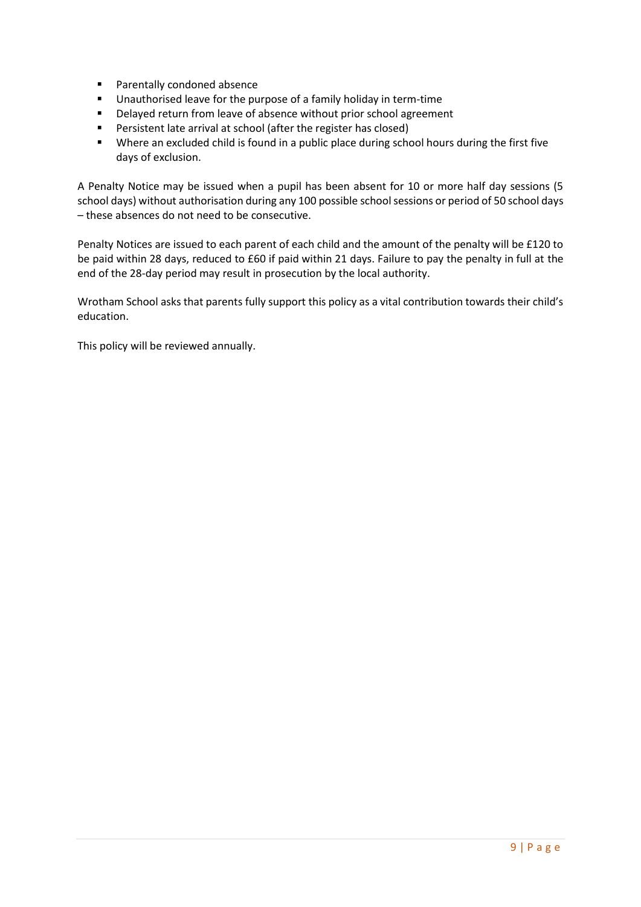- Parentally condoned absence
- Unauthorised leave for the purpose of a family holiday in term-time
- Delayed return from leave of absence without prior school agreement
- Persistent late arrival at school (after the register has closed)
- Where an excluded child is found in a public place during school hours during the first five days of exclusion.

A Penalty Notice may be issued when a pupil has been absent for 10 or more half day sessions (5 school days) without authorisation during any 100 possible school sessions or period of 50 school days – these absences do not need to be consecutive.

Penalty Notices are issued to each parent of each child and the amount of the penalty will be £120 to be paid within 28 days, reduced to £60 if paid within 21 days. Failure to pay the penalty in full at the end of the 28-day period may result in prosecution by the local authority.

Wrotham School asks that parents fully support this policy as a vital contribution towards their child's education.

This policy will be reviewed annually.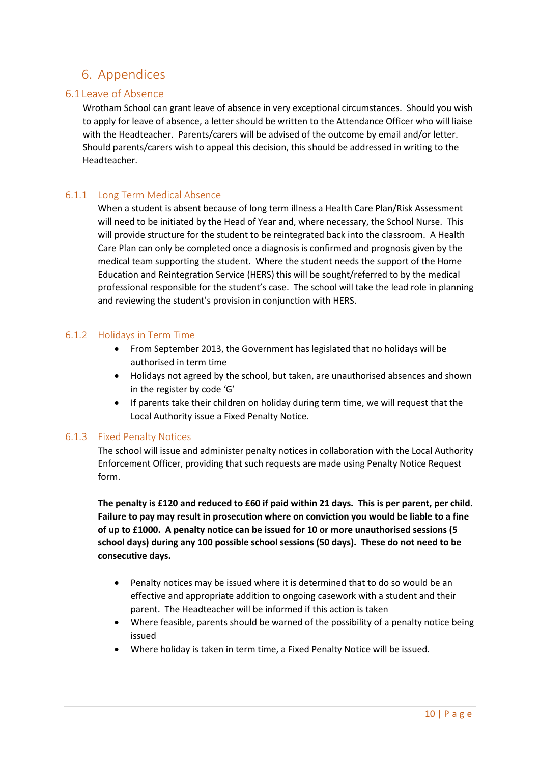# 6. Appendices

## 6.1 Leave of Absence

Wrotham School can grant leave of absence in very exceptional circumstances. Should you wish to apply for leave of absence, a letter should be written to the Attendance Officer who will liaise with the Headteacher. Parents/carers will be advised of the outcome by email and/or letter. Should parents/carers wish to appeal this decision, this should be addressed in writing to the Headteacher.

### 6.1.1 Long Term Medical Absence

When a student is absent because of long term illness a Health Care Plan/Risk Assessment will need to be initiated by the Head of Year and, where necessary, the School Nurse. This will provide structure for the student to be reintegrated back into the classroom. A Health Care Plan can only be completed once a diagnosis is confirmed and prognosis given by the medical team supporting the student. Where the student needs the support of the Home Education and Reintegration Service (HERS) this will be sought/referred to by the medical professional responsible for the student's case. The school will take the lead role in planning and reviewing the student's provision in conjunction with HERS.

### 6.1.2 Holidays in Term Time

- From September 2013, the Government has legislated that no holidays will be authorised in term time
- Holidays not agreed by the school, but taken, are unauthorised absences and shown in the register by code 'G'
- If parents take their children on holiday during term time, we will request that the Local Authority issue a Fixed Penalty Notice.

### 6.1.3 Fixed Penalty Notices

The school will issue and administer penalty notices in collaboration with the Local Authority Enforcement Officer, providing that such requests are made using Penalty Notice Request form.

**The penalty is £120 and reduced to £60 if paid within 21 days. This is per parent, per child. Failure to pay may result in prosecution where on conviction you would be liable to a fine of up to £1000. A penalty notice can be issued for 10 or more unauthorised sessions (5 school days) during any 100 possible school sessions (50 days). These do not need to be consecutive days.**

- Penalty notices may be issued where it is determined that to do so would be an effective and appropriate addition to ongoing casework with a student and their parent. The Headteacher will be informed if this action is taken
- Where feasible, parents should be warned of the possibility of a penalty notice being issued
- Where holiday is taken in term time, a Fixed Penalty Notice will be issued.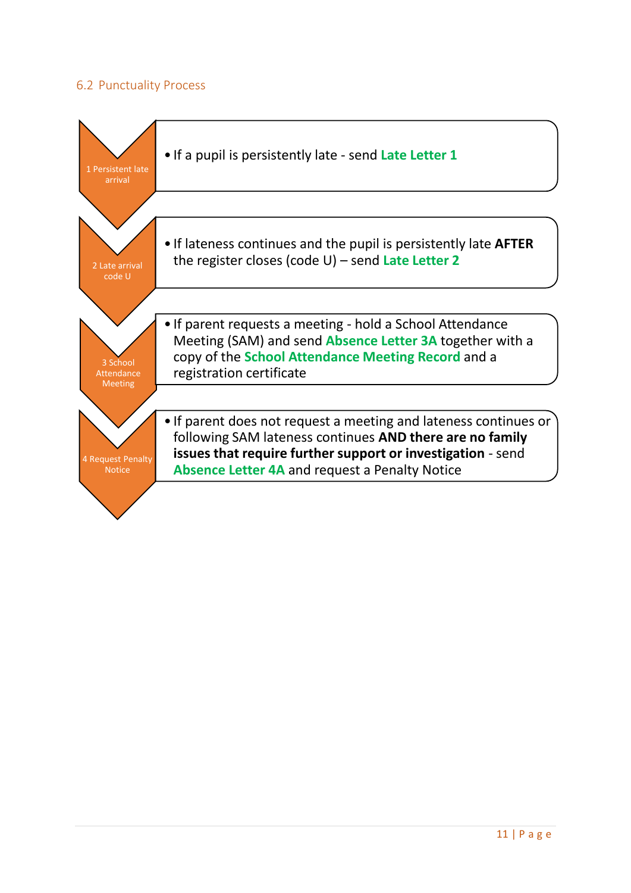## 6.2 Punctuality Process

**1 Persistent late arrival**

- If a pupil is persistently late - send **Late Letter 1**

**2 Late arrival code U**

- If lateness continues and the pupil is persistently late **AFTER** the register closes (code U) – send **Late Letter 2**

**3 School Attendance Meeting**

- If parent requests a meeting - hold a School Attendance Meeting (SAM) and send **Absence Letter 3A** together with a copy of the **School Attendance Meeting Record** and a registration certificate

**4 Request Penalty Notice**

- If parent does not request a meeting and lateness continues or following SAM lateness continues **AND there are no family issues that require further support or investigation** - send **Absence Letter 4A** and request a Penalty Notice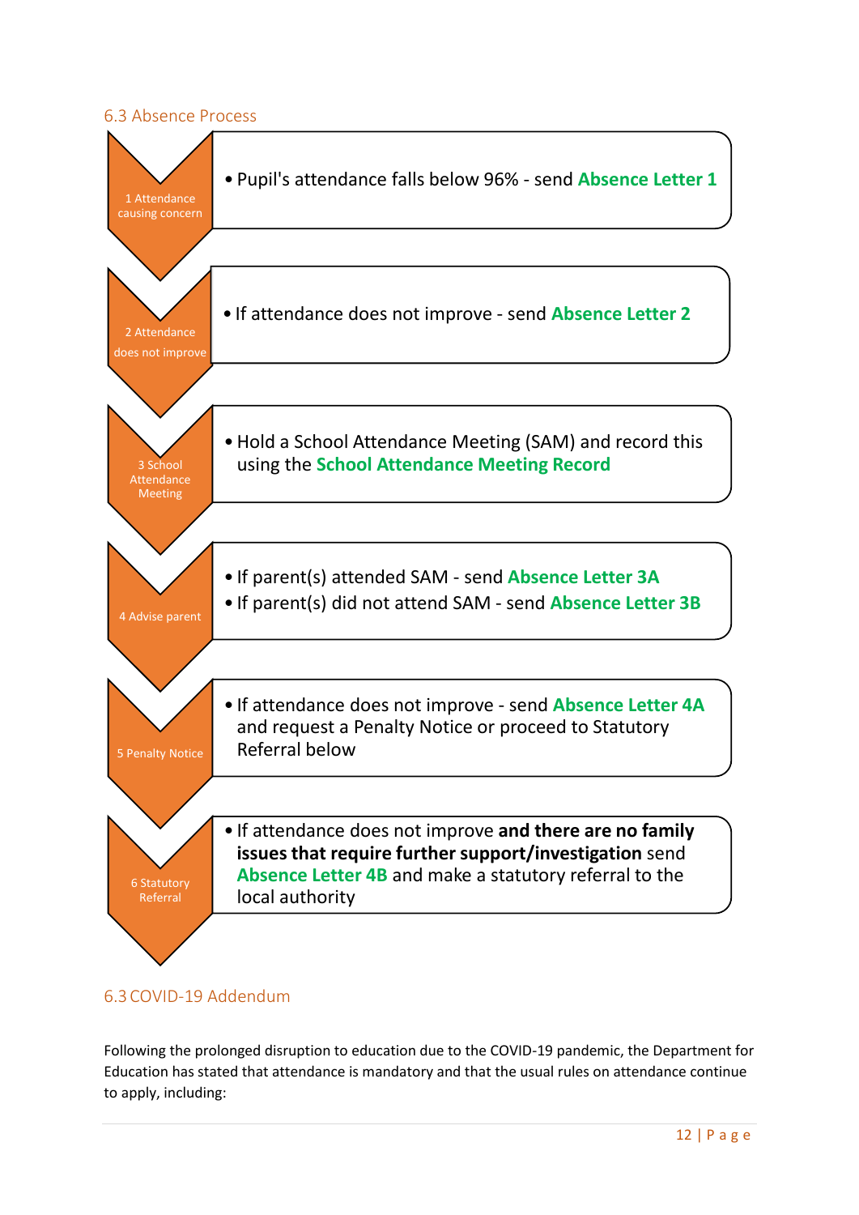## 6.3 Absence Process

**1 Attendance causing concern**

- Pupil's attendance falls below 96% - send **Absence Letter 1**

**2 Attendance does not improve**

- If attendance does not improve - send **Absence Letter 2**

**3 School Attendance Meeting**

- Hold a School Attendance Meeting (SAM) and record this using the **School Attendance Meeting Record**

**4 Advise parent**

- If parent(s) attended SAM - send **Absence Letter 3A**
- If parent(s) did not attend SAM - send **Absence Letter 3B**

**5 Penalty Notice**

- If attendance does not improve - send **Absence Letter 4A** and request a Penalty Notice or proceed to Statutory Referral below

**6 Statutory Referral**

- If attendance does not improve **and there are no family issues that require further support/investigation** send **Absence Letter 4B** and make a statutory referral to the local authority

## 6.3 COVID-19 Addendum

Following the prolonged disruption to education due to the COVID-19 pandemic, the Department for Education has stated that attendance is mandatory and that the usual rules on attendance continue to apply, including: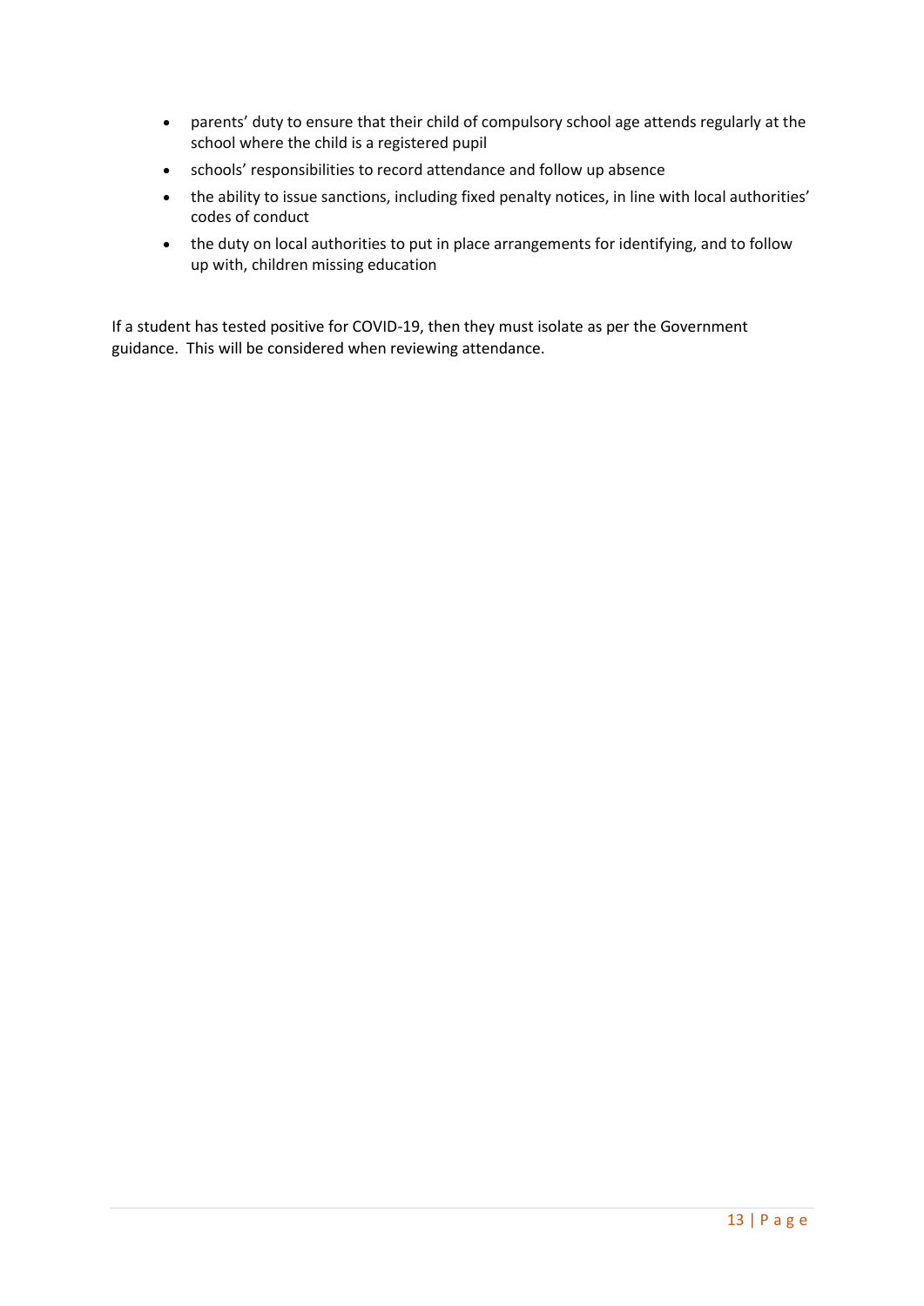- parents’ duty to ensure that their child of compulsory school age attends regularly at the school where the child is a registered pupil
- schools’ responsibilities to record attendance and follow up absence
- the ability to issue sanctions, including fixed penalty notices, in line with local authorities’ codes of conduct
- the duty on local authorities to put in place arrangements for identifying, and to follow up with, children missing education

If a student has tested positive for COVID-19, then they must isolate as per the Government guidance. This will be considered when reviewing attendance.